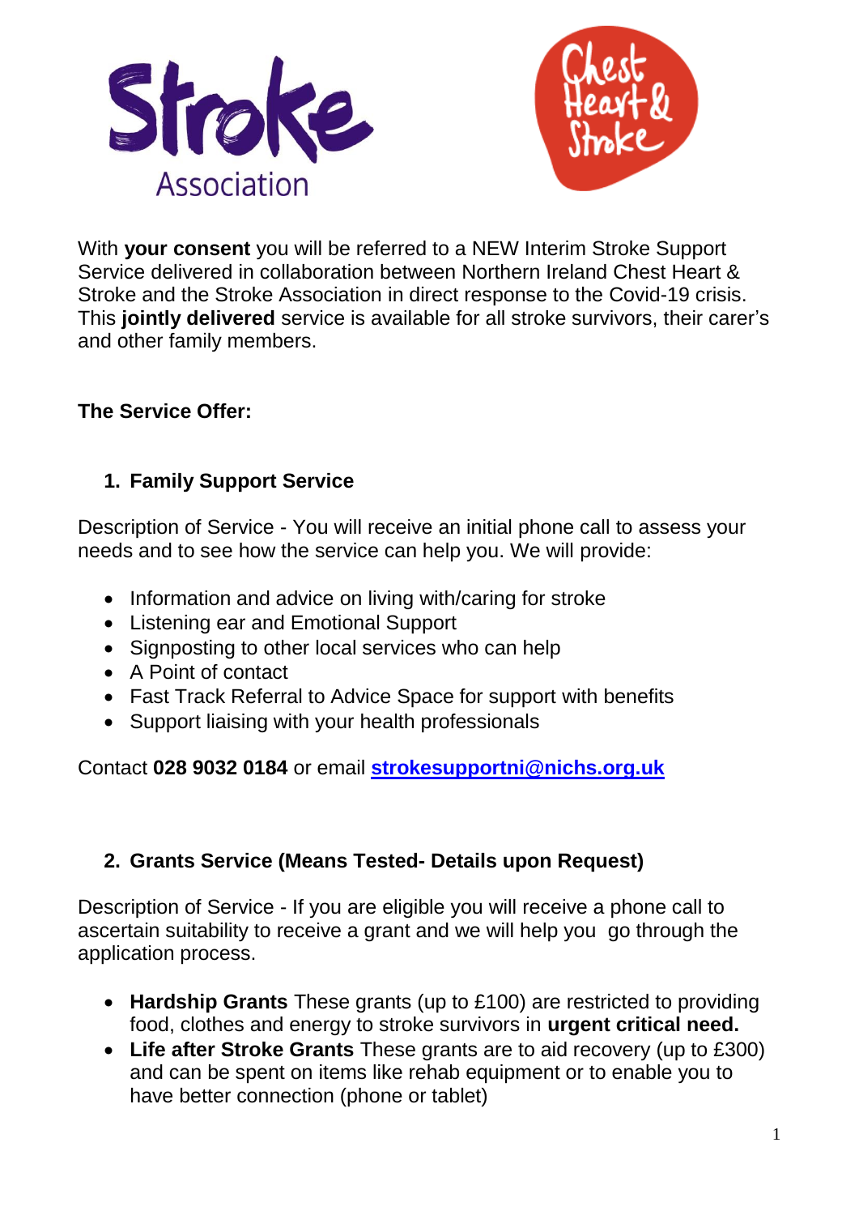With **your consent** you will be referred to a NEW Interim Stroke Support Service delivered in collaboration between Northern Ireland Chest Heart & Stroke and the Stroke Association in direct response to the Covid-19 crisis. This **jointly delivered** service is available for all stroke survivors, their carer's and other family members.

**The Service Offer:**

1. **Family Support Service**

Description of Service - You will receive an initial phone call to assess your needs and to see how the service can help you. We will provide:

- Information and advice on living with/caring for stroke
- Listening ear and Emotional Support
- Signposting to other local services who can help
- A Point of contact
- Fast Track Referral to Advice Space for support with benefits
- Support liaising with your health professionals

Contact **028 9032 0184** or email **strokesupportni@nichs.org.uk**

2. **Grants Service (Means Tested- Details upon Request)**

Description of Service - If you are eligible you will receive a phone call to ascertain suitability to receive a grant and we will help you go through the application process.

- **Hardship Grants** These grants (up to £100) are restricted to providing food, clothes and energy to stroke survivors in **urgent critical need.**
- **Life after Stroke Grants** These grants are to aid recovery (up to £300) and can be spent on items like rehab equipment or to enable you to have better connection (phone or tablet)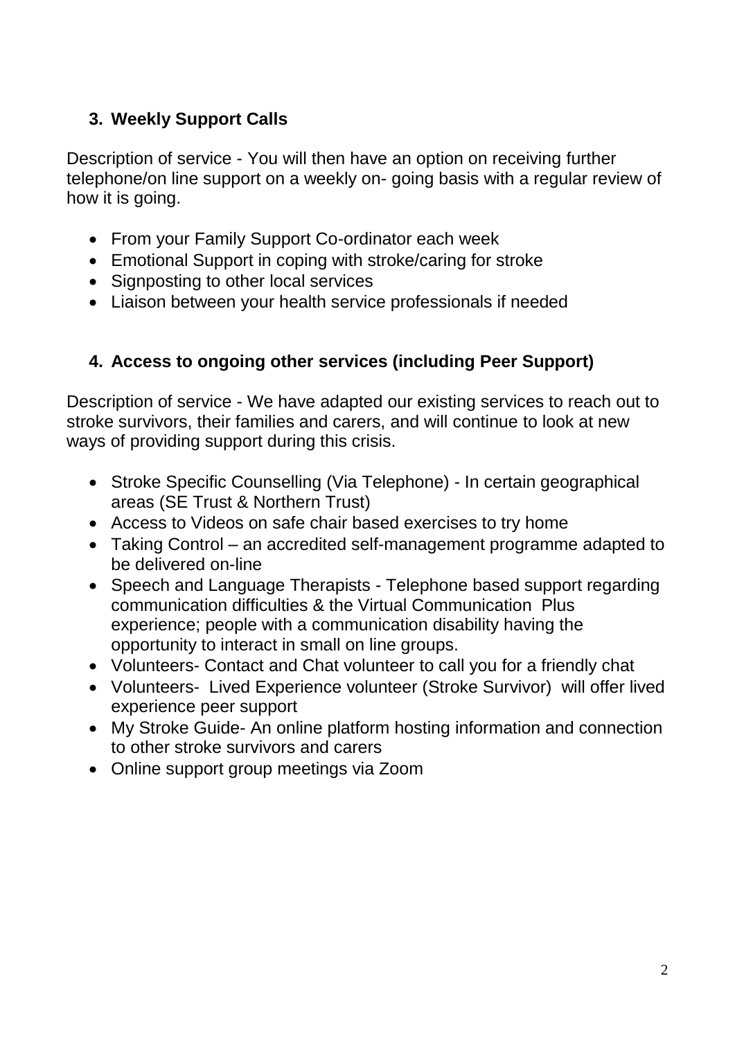### 3. Weekly Support Calls

Description of service - You will then have an option on receiving further telephone/on line support on a weekly on- going basis with a regular review of how it is going.

- From your Family Support Co-ordinator each week
- Emotional Support in coping with stroke/caring for stroke
- Signposting to other local services
- Liaison between your health service professionals if needed

### 4. Access to ongoing other services (including Peer Support)

Description of service - We have adapted our existing services to reach out to stroke survivors, their families and carers, and will continue to look at new ways of providing support during this crisis.

- Stroke Specific Counselling (Via Telephone) - In certain geographical areas (SE Trust & Northern Trust)
- Access to Videos on safe chair based exercises to try home
- Taking Control – an accredited self-management programme adapted to be delivered on-line
- Speech and Language Therapists - Telephone based support regarding communication difficulties & the Virtual Communication Plus experience; people with a communication disability having the opportunity to interact in small on line groups.
- Volunteers- Contact and Chat volunteer to call you for a friendly chat
- Volunteers- Lived Experience volunteer (Stroke Survivor) will offer lived experience peer support
- My Stroke Guide- An online platform hosting information and connection to other stroke survivors and carers
- Online support group meetings via Zoom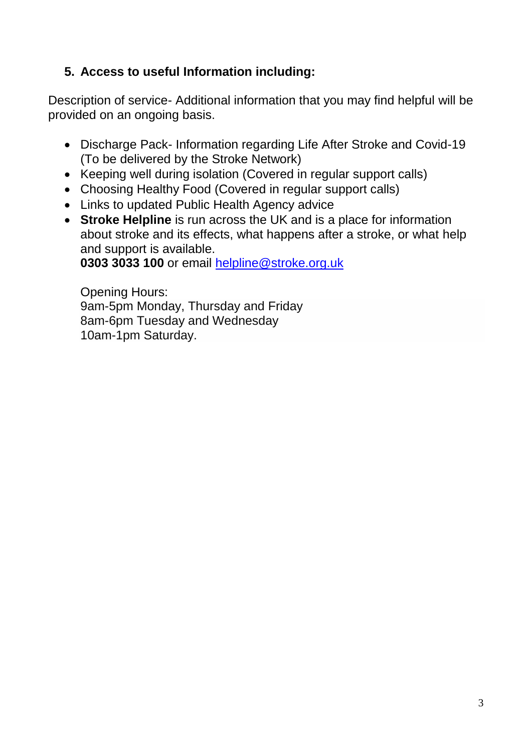**5. Access to useful Information including:**

Description of service- Additional information that you may find helpful will be provided on an ongoing basis.

- Discharge Pack- Information regarding Life After Stroke and Covid-19 (To be delivered by the Stroke Network)
- Keeping well during isolation (Covered in regular support calls)
- Choosing Healthy Food (Covered in regular support calls)
- Links to updated Public Health Agency advice
- **Stroke Helpline** is run across the UK and is a place for information about stroke and its effects, what happens after a stroke, or what help and support is available.
  **0303 3033 100** or email helpline@stroke.org.uk

  Opening Hours:
  9am-5pm Monday, Thursday and Friday
  8am-6pm Tuesday and Wednesday
  10am-1pm Saturday.